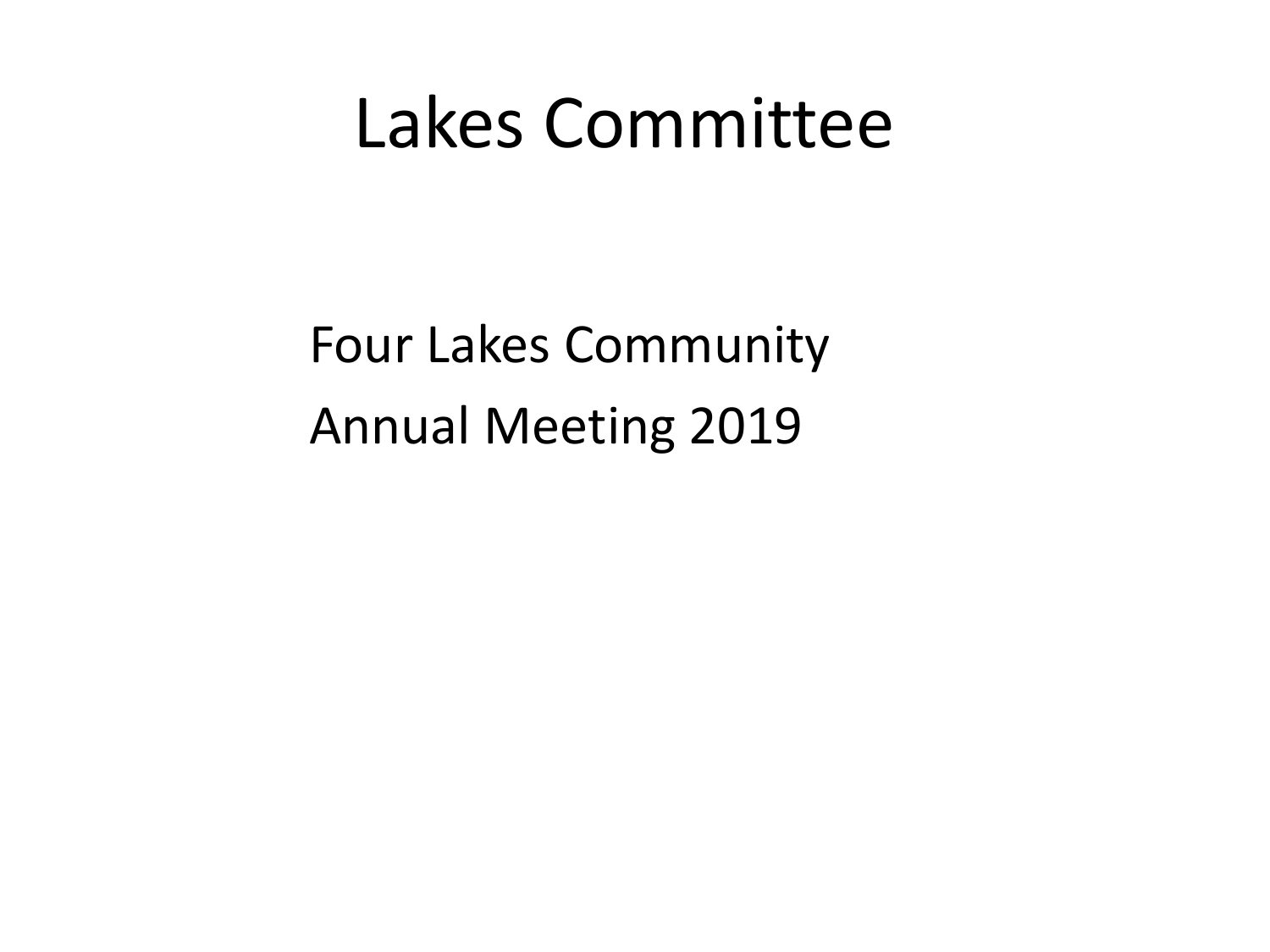# Lakes Committee

Four Lakes Community

Annual Meeting 2019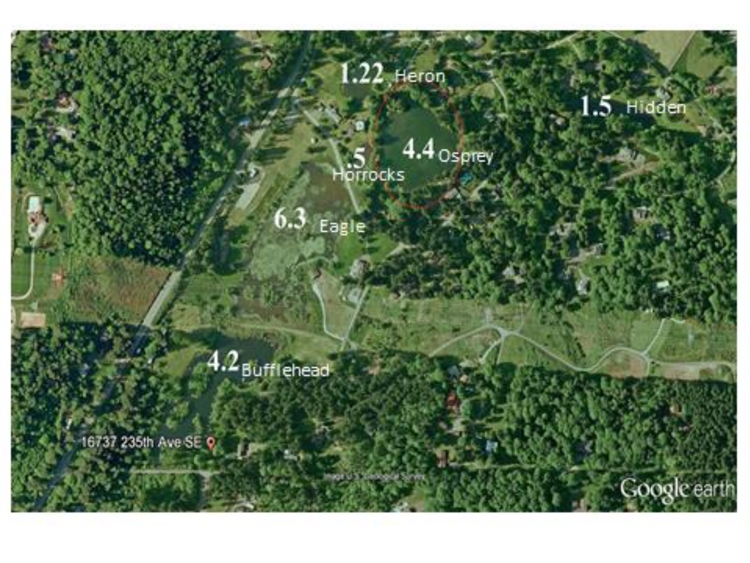1.22 Heron

1.5 Hidden

4.4 Osprey

.5 Horrocks

6.3 Eagle

4.2 Bufflehead

16737 235th Ave SE

Image U.S. Geological Survey

Google earth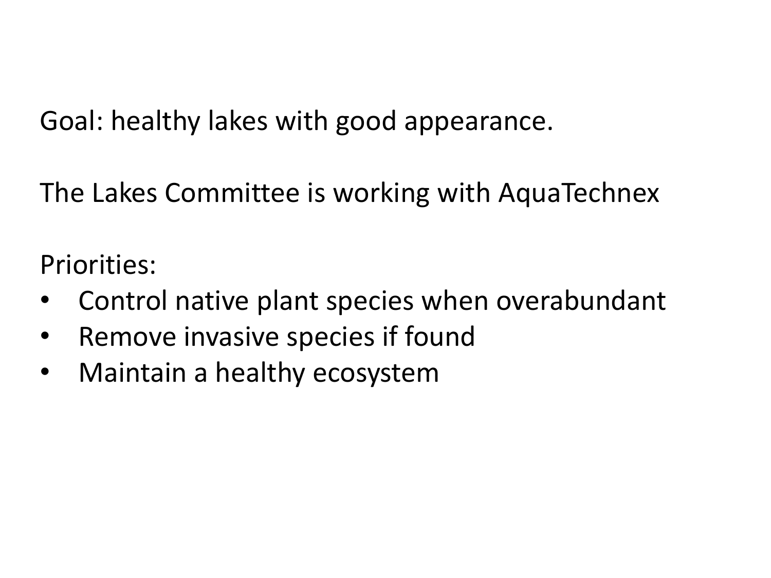Goal: healthy lakes with good appearance.

The Lakes Committee is working with AquaTechnex

Priorities:

- Control native plant species when overabundant
- Remove invasive species if found
- Maintain a healthy ecosystem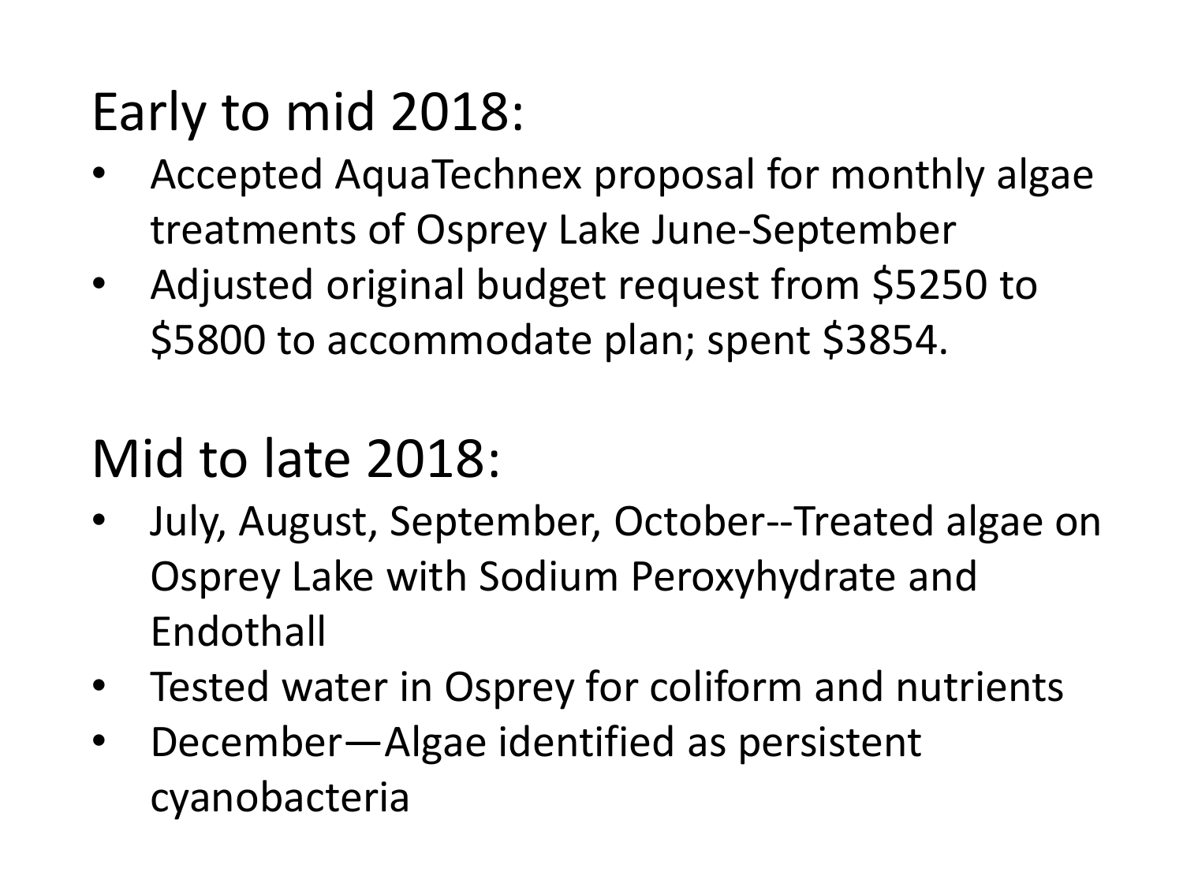## Early to mid 2018:

- Accepted AquaTechnex proposal for monthly algae treatments of Osprey Lake June-September
- Adjusted original budget request from $5250 to $5800 to accommodate plan; spent $3854.

## Mid to late 2018:

- July, August, September, October--Treated algae on Osprey Lake with Sodium Peroxyhydrate and Endothall
- Tested water in Osprey for coliform and nutrients
- December—Algae identified as persistent cyanobacteria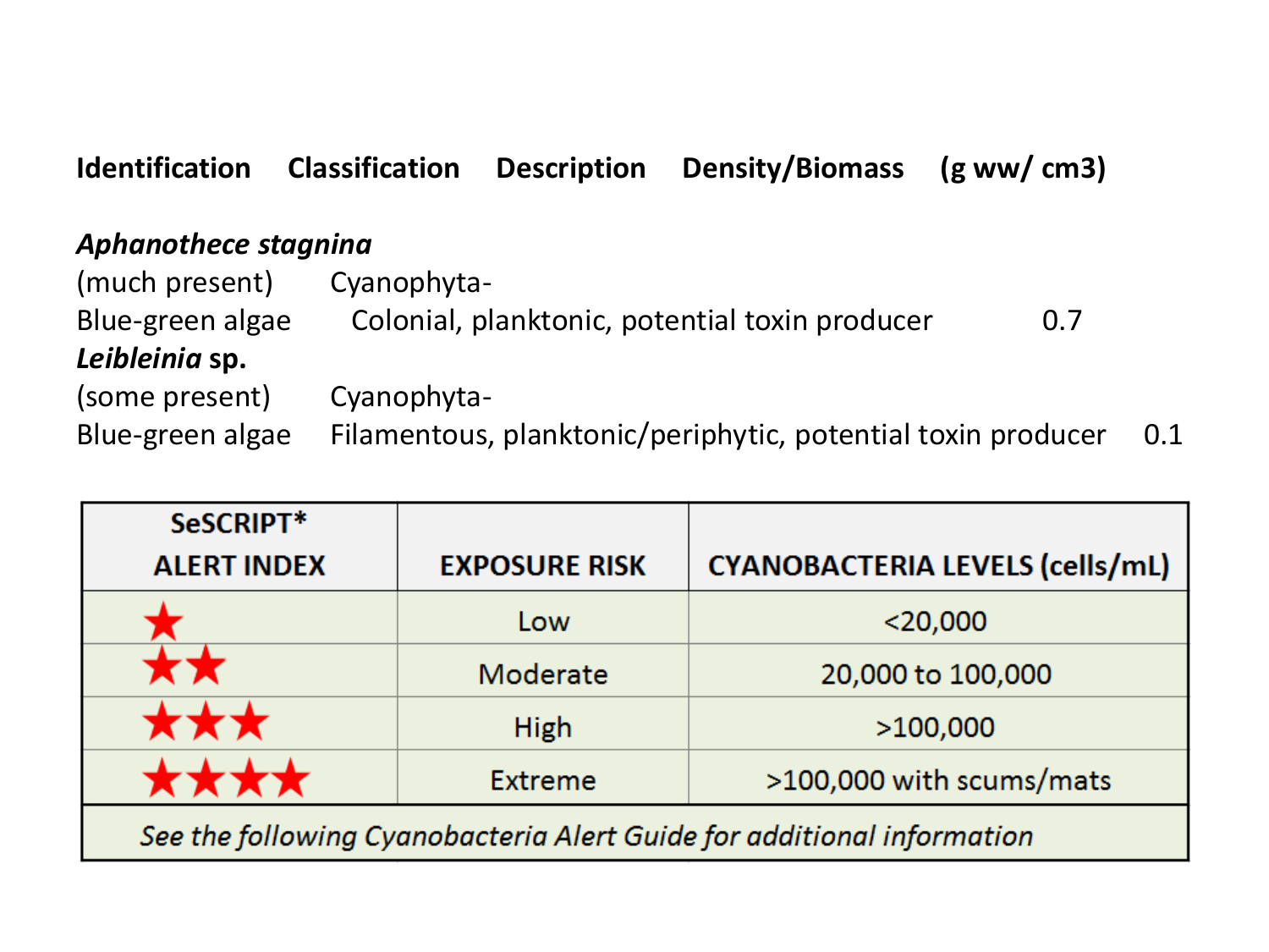| Identification | Classification | Description | Density/Biomass (g ww/ cm3) |
|---|---|---|---|
| ***Aphanothece stagnina*** (much present) Blue-green algae | Cyanophyta- | Colonial, planktonic, potential toxin producer | 0.7 |
| ***Leibleinia* sp.** (some present) Blue-green algae | Cyanophyta- | Filamentous, planktonic/periphytic, potential toxin producer | 0.1 |

| SeSCRIPT* ALERT INDEX | EXPOSURE RISK | CYANOBACTERIA LEVELS (cells/mL) |
|---|---|---|
| ★ | Low | <20,000 |
| ★★ | Moderate | 20,000 to 100,000 |
| ★★★ | High | >100,000 |
| ★★★★ | Extreme | >100,000 with scums/mats |
| *See the following Cyanobacteria Alert Guide for additional information* | | |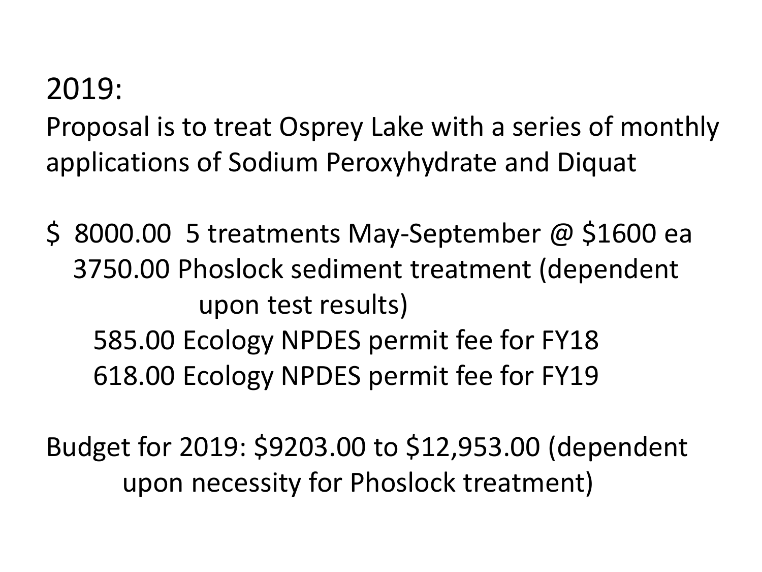2019:

Proposal is to treat Osprey Lake with a series of monthly applications of Sodium Peroxyhydrate and Diquat

$ 8000.00 5 treatments May-September @ $1600 ea
3750.00 Phoslock sediment treatment (dependent upon test results)
585.00 Ecology NPDES permit fee for FY18
618.00 Ecology NPDES permit fee for FY19

Budget for 2019: $9203.00 to $12,953.00 (dependent upon necessity for Phoslock treatment)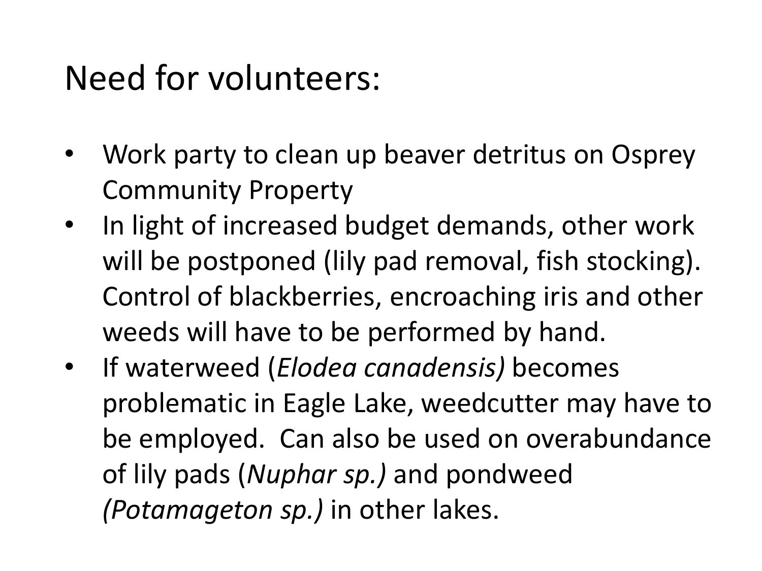# Need for volunteers:

- Work party to clean up beaver detritus on Osprey Community Property
- In light of increased budget demands, other work will be postponed (lily pad removal, fish stocking). Control of blackberries, encroaching iris and other weeds will have to be performed by hand.
- If waterweed (*Elodea canadensis)* becomes problematic in Eagle Lake, weedcutter may have to be employed. Can also be used on overabundance of lily pads (*Nuphar sp.)* and pondweed *(Potamageton sp.)* in other lakes.